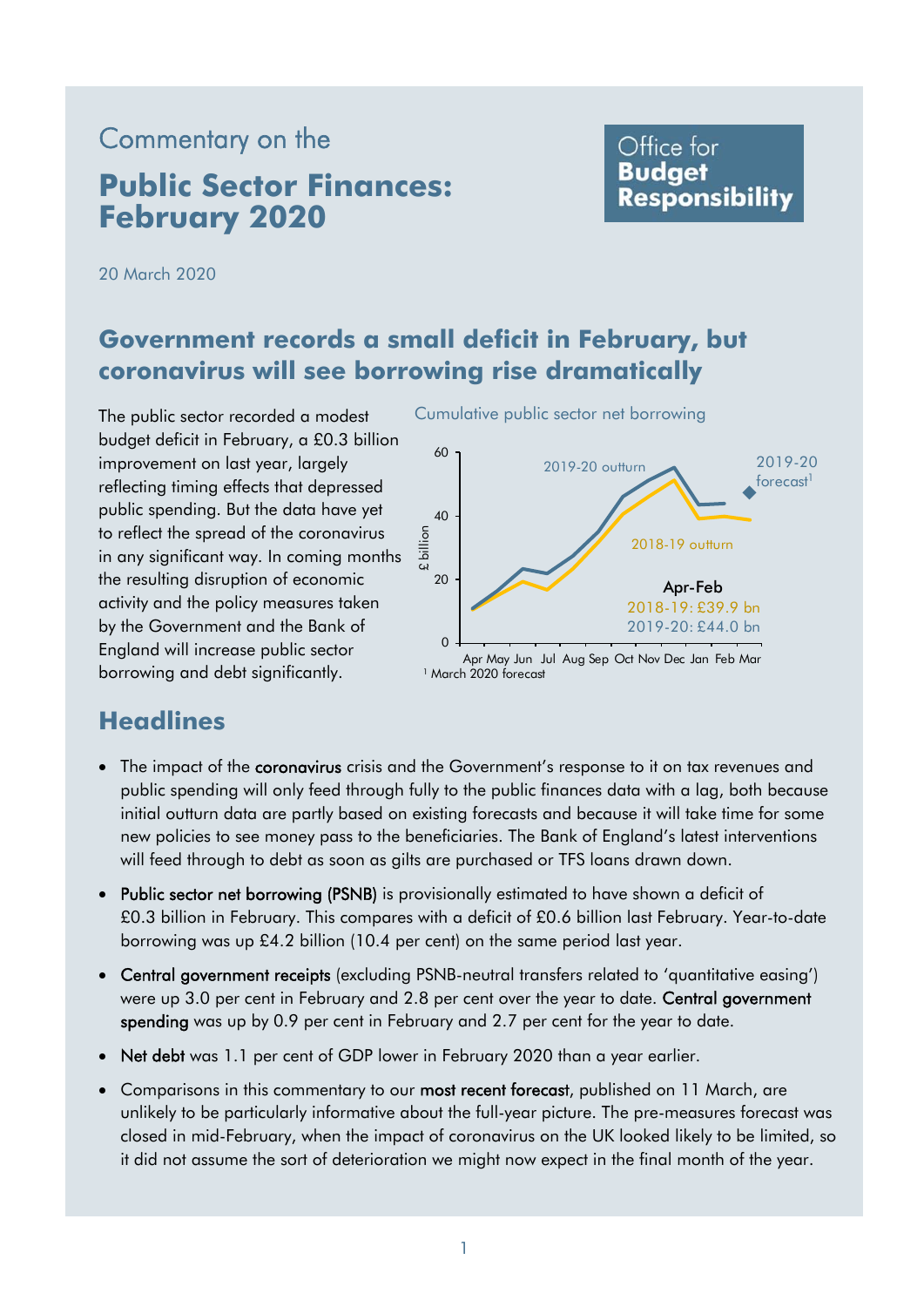Commentary on the

# Public Sector Finances: February 2020

Office for **Budget Responsibility**

20 March 2020

## Government records a small deficit in February, but coronavirus will see borrowing rise dramatically

The public sector recorded a modest budget deficit in February, a £0.3 billion improvement on last year, largely reflecting timing effects that depressed public spending. But the data have yet to reflect the spread of the coronavirus in any significant way. In coming months the resulting disruption of economic activity and the policy measures taken by the Government and the Bank of England will increase public sector borrowing and debt significantly.

Cumulative public sector net borrowing

Apr-Feb
2018-19: £39.9 bn
2019-20: £44.0 bn

[1] March 2020 forecast

## Headlines

- The impact of the **coronavirus** crisis and the Government's response to it on tax revenues and public spending will only feed through fully to the public finances data with a lag, both because initial outturn data are partly based on existing forecasts and because it will take time for some new policies to see money pass to the beneficiaries. The Bank of England's latest interventions will feed through to debt as soon as gilts are purchased or TFS loans drawn down.
- **Public sector net borrowing (PSNB)** is provisionally estimated to have shown a deficit of £0.3 billion in February. This compares with a deficit of £0.6 billion last February. Year-to-date borrowing was up £4.2 billion (10.4 per cent) on the same period last year.
- **Central government receipts** (excluding PSNB-neutral transfers related to 'quantitative easing') were up 3.0 per cent in February and 2.8 per cent over the year to date. **Central government spending** was up by 0.9 per cent in February and 2.7 per cent for the year to date.
- **Net debt** was 1.1 per cent of GDP lower in February 2020 than a year earlier.
- Comparisons in this commentary to our **most recent forecast**, published on 11 March, are unlikely to be particularly informative about the full-year picture. The pre-measures forecast was closed in mid-February, when the impact of coronavirus on the UK looked likely to be limited, so it did not assume the sort of deterioration we might now expect in the final month of the year.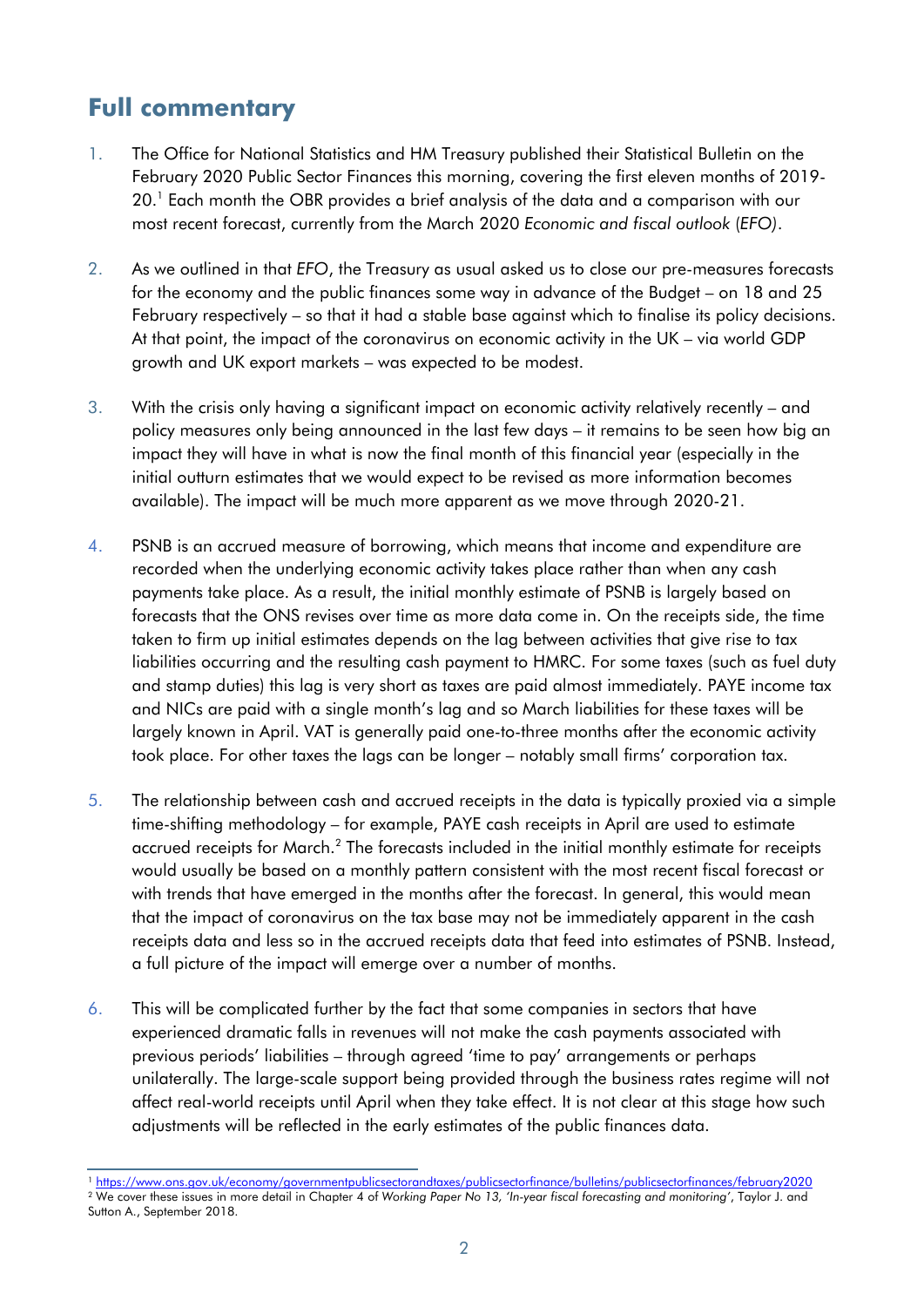## Full commentary

1. The Office for National Statistics and HM Treasury published their Statistical Bulletin on the February 2020 Public Sector Finances this morning, covering the first eleven months of 2019-20.[1] Each month the OBR provides a brief analysis of the data and a comparison with our most recent forecast, currently from the March 2020 *Economic and fiscal outlook* (*EFO*).

2. As we outlined in that *EFO*, the Treasury as usual asked us to close our pre-measures forecasts for the economy and the public finances some way in advance of the Budget – on 18 and 25 February respectively – so that it had a stable base against which to finalise its policy decisions. At that point, the impact of the coronavirus on economic activity in the UK – via world GDP growth and UK export markets – was expected to be modest.

3. With the crisis only having a significant impact on economic activity relatively recently – and policy measures only being announced in the last few days – it remains to be seen how big an impact they will have in what is now the final month of this financial year (especially in the initial outturn estimates that we would expect to be revised as more information becomes available). The impact will be much more apparent as we move through 2020-21.

4. PSNB is an accrued measure of borrowing, which means that income and expenditure are recorded when the underlying economic activity takes place rather than when any cash payments take place. As a result, the initial monthly estimate of PSNB is largely based on forecasts that the ONS revises over time as more data come in. On the receipts side, the time taken to firm up initial estimates depends on the lag between activities that give rise to tax liabilities occurring and the resulting cash payment to HMRC. For some taxes (such as fuel duty and stamp duties) this lag is very short as taxes are paid almost immediately. PAYE income tax and NICs are paid with a single month's lag and so March liabilities for these taxes will be largely known in April. VAT is generally paid one-to-three months after the economic activity took place. For other taxes the lags can be longer – notably small firms' corporation tax.

5. The relationship between cash and accrued receipts in the data is typically proxied via a simple time-shifting methodology – for example, PAYE cash receipts in April are used to estimate accrued receipts for March.[2] The forecasts included in the initial monthly estimate for receipts would usually be based on a monthly pattern consistent with the most recent fiscal forecast or with trends that have emerged in the months after the forecast. In general, this would mean that the impact of coronavirus on the tax base may not be immediately apparent in the cash receipts data and less so in the accrued receipts data that feed into estimates of PSNB. Instead, a full picture of the impact will emerge over a number of months.

6. This will be complicated further by the fact that some companies in sectors that have experienced dramatic falls in revenues will not make the cash payments associated with previous periods' liabilities – through agreed 'time to pay' arrangements or perhaps unilaterally. The large-scale support being provided through the business rates regime will not affect real-world receipts until April when they take effect. It is not clear at this stage how such adjustments will be reflected in the early estimates of the public finances data.

---

[1] https://www.ons.gov.uk/economy/governmentpublicsectorandtaxes/publicsectorfinance/bulletins/publicsectorfinances/february2020

[2] We cover these issues in more detail in Chapter 4 of *Working Paper No 13, 'In-year fiscal forecasting and monitoring'*, Taylor J. and Sutton A., September 2018.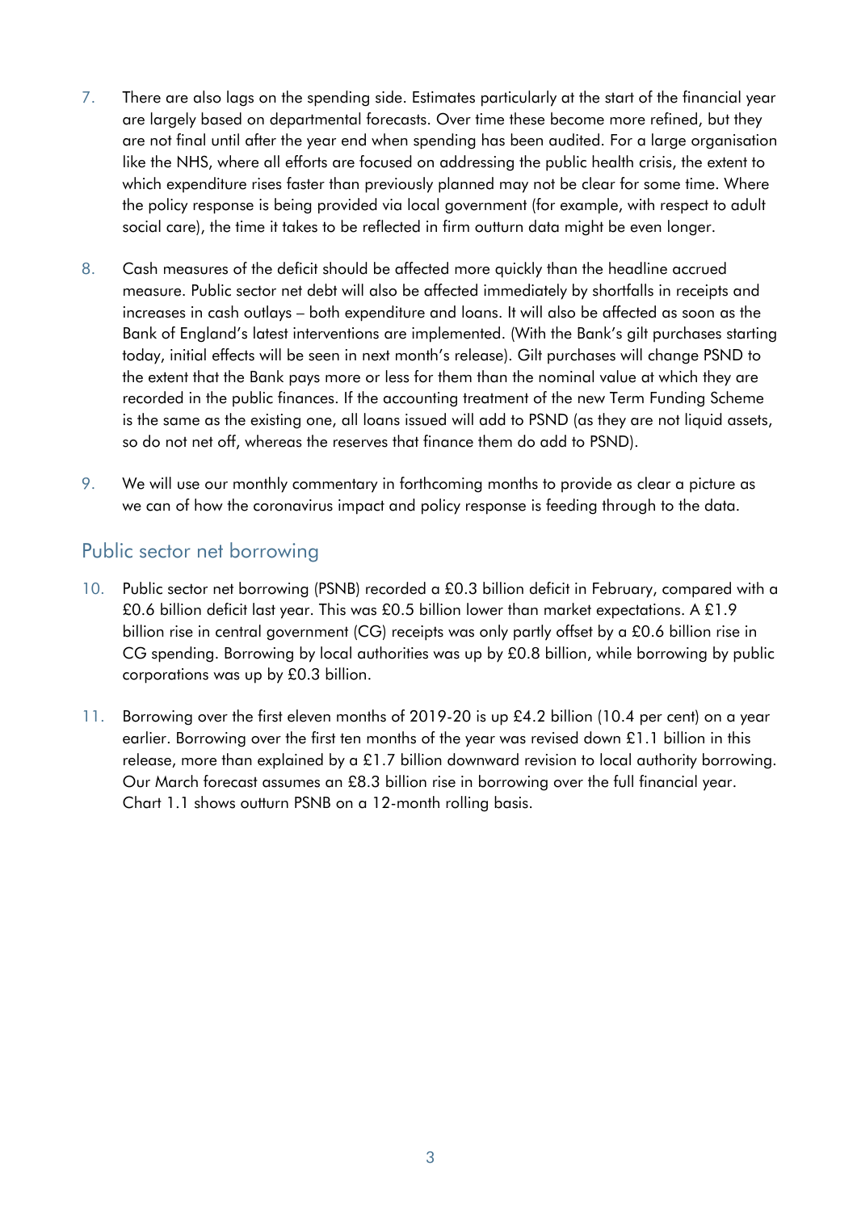7. There are also lags on the spending side. Estimates particularly at the start of the financial year are largely based on departmental forecasts. Over time these become more refined, but they are not final until after the year end when spending has been audited. For a large organisation like the NHS, where all efforts are focused on addressing the public health crisis, the extent to which expenditure rises faster than previously planned may not be clear for some time. Where the policy response is being provided via local government (for example, with respect to adult social care), the time it takes to be reflected in firm outturn data might be even longer.

8. Cash measures of the deficit should be affected more quickly than the headline accrued measure. Public sector net debt will also be affected immediately by shortfalls in receipts and increases in cash outlays – both expenditure and loans. It will also be affected as soon as the Bank of England's latest interventions are implemented. (With the Bank's gilt purchases starting today, initial effects will be seen in next month's release). Gilt purchases will change PSND to the extent that the Bank pays more or less for them than the nominal value at which they are recorded in the public finances. If the accounting treatment of the new Term Funding Scheme is the same as the existing one, all loans issued will add to PSND (as they are not liquid assets, so do not net off, whereas the reserves that finance them do add to PSND).

9. We will use our monthly commentary in forthcoming months to provide as clear a picture as we can of how the coronavirus impact and policy response is feeding through to the data.

## Public sector net borrowing

10. Public sector net borrowing (PSNB) recorded a £0.3 billion deficit in February, compared with a £0.6 billion deficit last year. This was £0.5 billion lower than market expectations. A £1.9 billion rise in central government (CG) receipts was only partly offset by a £0.6 billion rise in CG spending. Borrowing by local authorities was up by £0.8 billion, while borrowing by public corporations was up by £0.3 billion.

11. Borrowing over the first eleven months of 2019-20 is up £4.2 billion (10.4 per cent) on a year earlier. Borrowing over the first ten months of the year was revised down £1.1 billion in this release, more than explained by a £1.7 billion downward revision to local authority borrowing. Our March forecast assumes an £8.3 billion rise in borrowing over the full financial year. Chart 1.1 shows outturn PSNB on a 12-month rolling basis.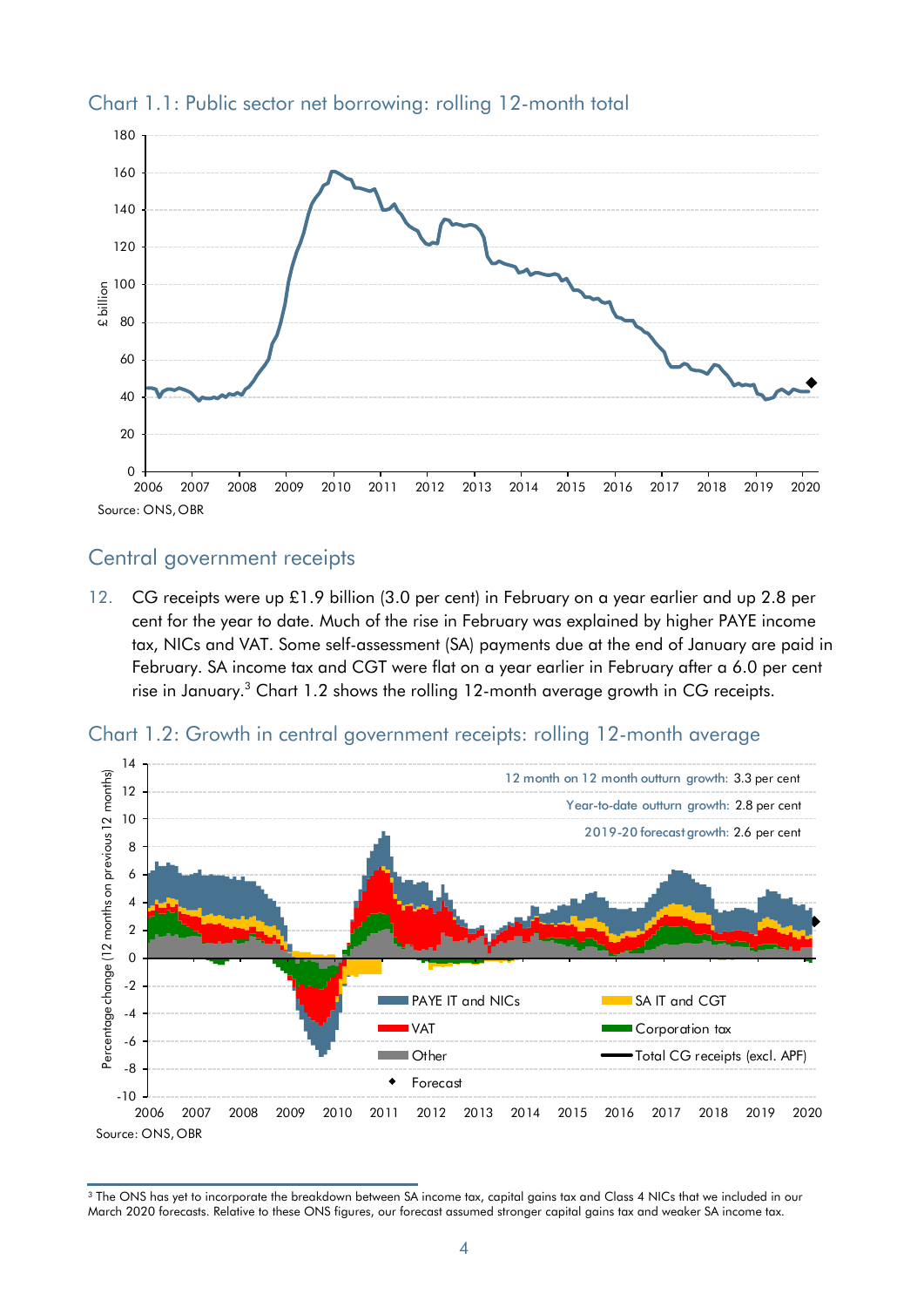Chart 1.1: Public sector net borrowing: rolling 12-month total

Source: ONS, OBR

## Central government receipts

12. CG receipts were up £1.9 billion (3.0 per cent) in February on a year earlier and up 2.8 per cent for the year to date. Much of the rise in February was explained by higher PAYE income tax, NICs and VAT. Some self-assessment (SA) payments due at the end of January are paid in February. SA income tax and CGT were flat on a year earlier in February after a 6.0 per cent rise in January.[3] Chart 1.2 shows the rolling 12-month average growth in CG receipts.

Chart 1.2: Growth in central government receipts: rolling 12-month average

Source: ONS, OBR

[3] The ONS has yet to incorporate the breakdown between SA income tax, capital gains tax and Class 4 NICs that we included in our March 2020 forecasts. Relative to these ONS figures, our forecast assumed stronger capital gains tax and weaker SA income tax.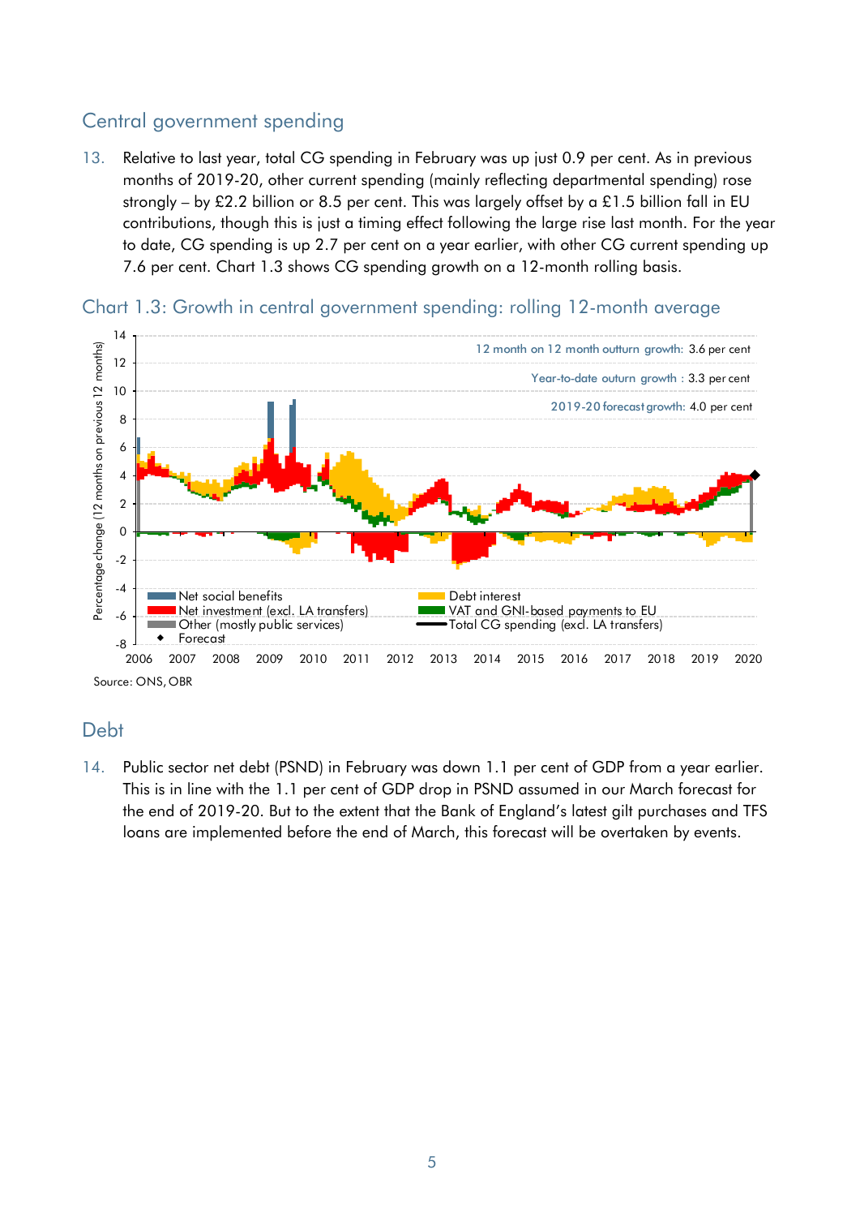## Central government spending

13. Relative to last year, total CG spending in February was up just 0.9 per cent. As in previous months of 2019-20, other current spending (mainly reflecting departmental spending) rose strongly – by £2.2 billion or 8.5 per cent. This was largely offset by a £1.5 billion fall in EU contributions, though this is just a timing effect following the large rise last month. For the year to date, CG spending is up 2.7 per cent on a year earlier, with other CG current spending up 7.6 per cent. Chart 1.3 shows CG spending growth on a 12-month rolling basis.

### Chart 1.3: Growth in central government spending: rolling 12-month average

Source: ONS, OBR

## Debt

14. Public sector net debt (PSND) in February was down 1.1 per cent of GDP from a year earlier. This is in line with the 1.1 per cent of GDP drop in PSND assumed in our March forecast for the end of 2019-20. But to the extent that the Bank of England's latest gilt purchases and TFS loans are implemented before the end of March, this forecast will be overtaken by events.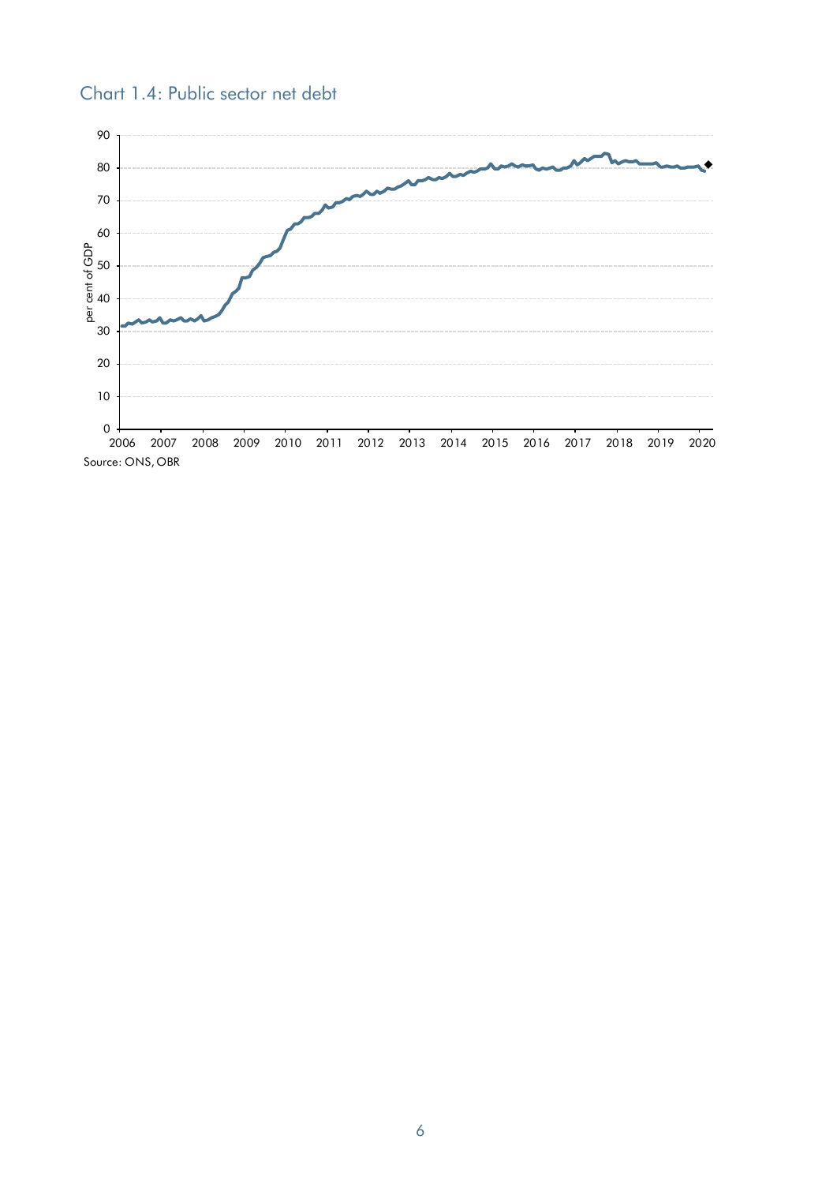Chart 1.4: Public sector net debt

Source: ONS, OBR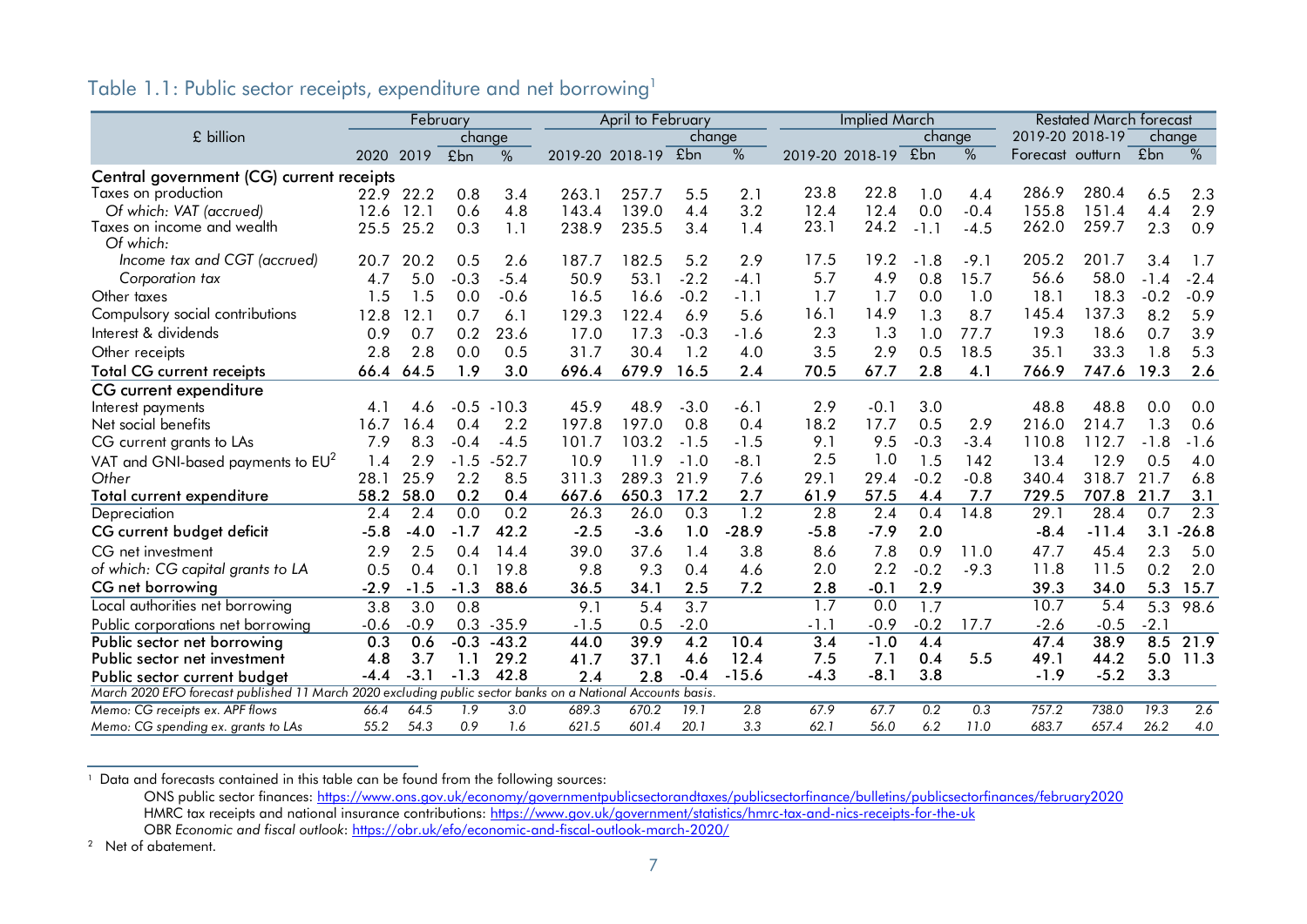## Table 1.1: Public sector receipts, expenditure and net borrowing[1]

| £ billion | February | | | | April to February | | | | Implied March | | | | Restated March forecast | | | |
|---|---|---|---|---|---|---|---|---|---|---|---|---|---|---|---|---|
| | | | change | | | | change | | | | change | | 2019-20 | 2018-19 | change | |
| | 2020 | 2019 | £bn | % | 2019-20 | 2018-19 | £bn | % | 2019-20 | 2018-19 | £bn | % | Forecast | outturn | £bn | % |
| **Central government (CG) current receipts** | | | | | | | | | | | | | | | | |
| Taxes on production | 22.9 | 22.2 | 0.8 | 3.4 | 263.1 | 257.7 | 5.5 | 2.1 | 23.8 | 22.8 | 1.0 | 4.4 | 286.9 | 280.4 | 6.5 | 2.3 |
| *Of which: VAT (accrued)* | 12.6 | 12.1 | 0.6 | 4.8 | 143.4 | 139.0 | 4.4 | 3.2 | 12.4 | 12.4 | 0.0 | -0.4 | 155.8 | 151.4 | 4.4 | 2.9 |
| Taxes on income and wealth | 25.5 | 25.2 | 0.3 | 1.1 | 238.9 | 235.5 | 3.4 | 1.4 | 23.1 | 24.2 | -1.1 | -4.5 | 262.0 | 259.7 | 2.3 | 0.9 |
| *Of which:* | | | | | | | | | | | | | | | | |
| *Income tax and CGT (accrued)* | 20.7 | 20.2 | 0.5 | 2.6 | 187.7 | 182.5 | 5.2 | 2.9 | 17.5 | 19.2 | -1.8 | -9.1 | 205.2 | 201.7 | 3.4 | 1.7 |
| *Corporation tax* | 4.7 | 5.0 | -0.3 | -5.4 | 50.9 | 53.1 | -2.2 | -4.1 | 5.7 | 4.9 | 0.8 | 15.7 | 56.6 | 58.0 | -1.4 | -2.4 |
| Other taxes | 1.5 | 1.5 | 0.0 | -0.6 | 16.5 | 16.6 | -0.2 | -1.1 | 1.7 | 1.7 | 0.0 | 1.0 | 18.1 | 18.3 | -0.2 | -0.9 |
| Compulsory social contributions | 12.8 | 12.1 | 0.7 | 6.1 | 129.3 | 122.4 | 6.9 | 5.6 | 16.1 | 14.9 | 1.3 | 8.7 | 145.4 | 137.3 | 8.2 | 5.9 |
| Interest & dividends | 0.9 | 0.7 | 0.2 | 23.6 | 17.0 | 17.3 | -0.3 | -1.6 | 2.3 | 1.3 | 1.0 | 77.7 | 19.3 | 18.6 | 0.7 | 3.9 |
| Other receipts | 2.8 | 2.8 | 0.0 | 0.5 | 31.7 | 30.4 | 1.2 | 4.0 | 3.5 | 2.9 | 0.5 | 18.5 | 35.1 | 33.3 | 1.8 | 5.3 |
| **Total CG current receipts** | **66.4** | **64.5** | **1.9** | **3.0** | **696.4** | **679.9** | **16.5** | **2.4** | **70.5** | **67.7** | **2.8** | **4.1** | **766.9** | **747.6** | **19.3** | **2.6** |
| **CG current expenditure** | | | | | | | | | | | | | | | | |
| Interest payments | 4.1 | 4.6 | -0.5 | -10.3 | 45.9 | 48.9 | -3.0 | -6.1 | 2.9 | -0.1 | 3.0 | | 48.8 | 48.8 | 0.0 | 0.0 |
| Net social benefits | 16.7 | 16.4 | 0.4 | 2.2 | 197.8 | 197.0 | 0.8 | 0.4 | 18.2 | 17.7 | 0.5 | 2.9 | 216.0 | 214.7 | 1.3 | 0.6 |
| CG current grants to LAs | 7.9 | 8.3 | -0.4 | -4.5 | 101.7 | 103.2 | -1.5 | -1.5 | 9.1 | 9.5 | -0.3 | -3.4 | 110.8 | 112.7 | -1.8 | -1.6 |
| VAT and GNI-based payments to EU[2] | 1.4 | 2.9 | -1.5 | -52.7 | 10.9 | 11.9 | -1.0 | -8.1 | 2.5 | 1.0 | 1.5 | 142 | 13.4 | 12.9 | 0.5 | 4.0 |
| *Other* | 28.1 | 25.9 | 2.2 | 8.5 | 311.3 | 289.3 | 21.9 | 7.6 | 29.1 | 29.4 | -0.2 | -0.8 | 340.4 | 318.7 | 21.7 | 6.8 |
| **Total current expenditure** | **58.2** | **58.0** | **0.2** | **0.4** | **667.6** | **650.3** | **17.2** | **2.7** | **61.9** | **57.5** | **4.4** | **7.7** | **729.5** | **707.8** | **21.7** | **3.1** |
| Depreciation | 2.4 | 2.4 | 0.0 | 0.2 | 26.3 | 26.0 | 0.3 | 1.2 | 2.8 | 2.4 | 0.4 | 14.8 | 29.1 | 28.4 | 0.7 | 2.3 |
| **CG current budget deficit** | **-5.8** | **-4.0** | **-1.7** | **42.2** | **-2.5** | **-3.6** | **1.0** | **-28.9** | **-5.8** | **-7.9** | **2.0** | | **-8.4** | **-11.4** | **3.1** | **-26.8** |
| CG net investment | 2.9 | 2.5 | 0.4 | 14.4 | 39.0 | 37.6 | 1.4 | 3.8 | 8.6 | 7.8 | 0.9 | 11.0 | 47.7 | 45.4 | 2.3 | 5.0 |
| of which: CG capital grants to LA | 0.5 | 0.4 | 0.1 | 19.8 | 9.8 | 9.3 | 0.4 | 4.6 | 2.0 | 2.2 | -0.2 | -9.3 | 11.8 | 11.5 | 0.2 | 2.0 |
| **CG net borrowing** | **-2.9** | **-1.5** | **-1.3** | **88.6** | **36.5** | **34.1** | **2.5** | **7.2** | **2.8** | **-0.1** | **2.9** | | **39.3** | **34.0** | **5.3** | **15.7** |
| Local authorities net borrowing | 3.8 | 3.0 | 0.8 | | 9.1 | 5.4 | 3.7 | | 1.7 | 0.0 | 1.7 | | 10.7 | 5.4 | 5.3 | 98.6 |
| Public corporations net borrowing | -0.6 | -0.9 | 0.3 | -35.9 | -1.5 | 0.5 | -2.0 | | -1.1 | -0.9 | -0.2 | 17.7 | -2.6 | -0.5 | -2.1 | |
| **Public sector net borrowing** | **0.3** | **0.6** | **-0.3** | **-43.2** | **44.0** | **39.9** | **4.2** | **10.4** | **3.4** | **-1.0** | **4.4** | | **47.4** | **38.9** | **8.5** | **21.9** |
| **Public sector net investment** | **4.8** | **3.7** | **1.1** | **29.2** | **41.7** | **37.1** | **4.6** | **12.4** | **7.5** | **7.1** | **0.4** | **5.5** | **49.1** | **44.2** | **5.0** | **11.3** |
| **Public sector current budget** | **-4.4** | **-3.1** | **-1.3** | **42.8** | **2.4** | **2.8** | **-0.4** | **-15.6** | **-4.3** | **-8.1** | **3.8** | | **-1.9** | **-5.2** | **3.3** | |
| *March 2020 EFO forecast published 11 March 2020 excluding public sector banks on a National Accounts basis.* | | | | | | | | | | | | | | | | |
| *Memo: CG receipts ex. APF flows* | *66.4* | *64.5* | *1.9* | *3.0* | *689.3* | *670.2* | *19.1* | *2.8* | *67.9* | *67.7* | *0.2* | *0.3* | *757.2* | *738.0* | *19.3* | *2.6* |
| *Memo: CG spending ex. grants to LAs* | *55.2* | *54.3* | *0.9* | *1.6* | *621.5* | *601.4* | *20.1* | *3.3* | *62.1* | *56.0* | *6.2* | *11.0* | *683.7* | *657.4* | *26.2* | *4.0* |

[1] Data and forecasts contained in this table can be found from the following sources:
ONS public sector finances: https://www.ons.gov.uk/economy/governmentpublicsectorandtaxes/publicsectorfinance/bulletins/publicsectorfinances/february2020
HMRC tax receipts and national insurance contributions: https://www.gov.uk/government/statistics/hmrc-tax-and-nics-receipts-for-the-uk
OBR *Economic and fiscal outlook*: https://obr.uk/efo/economic-and-fiscal-outlook-march-2020/

[2] Net of abatement.